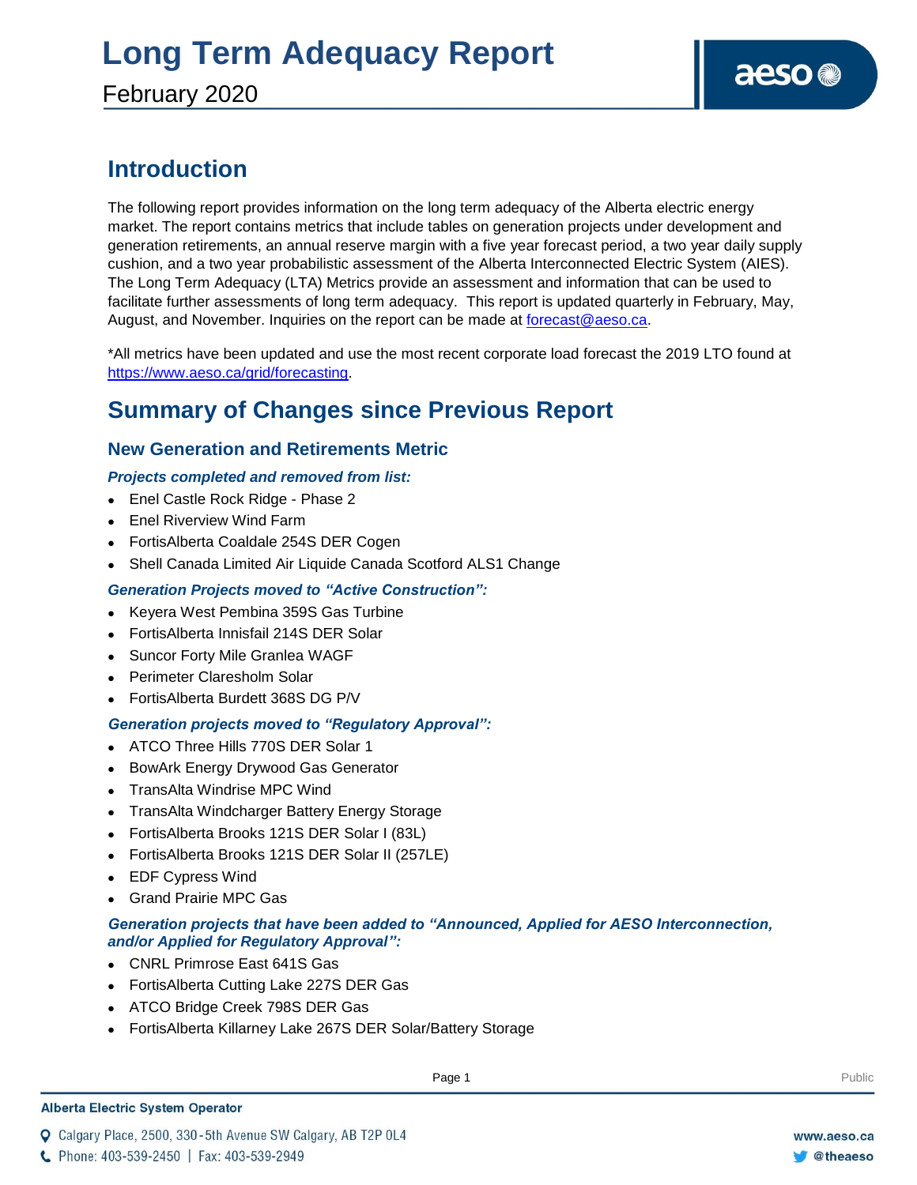# Long Term Adequacy Report

February 2020

## Introduction

The following report provides information on the long term adequacy of the Alberta electric energy market. The report contains metrics that include tables on generation projects under development and generation retirements, an annual reserve margin with a five year forecast period, a two year daily supply cushion, and a two year probabilistic assessment of the Alberta Interconnected Electric System (AIES). The Long Term Adequacy (LTA) Metrics provide an assessment and information that can be used to facilitate further assessments of long term adequacy. This report is updated quarterly in February, May, August, and November. Inquiries on the report can be made at forecast@aeso.ca.

*All metrics have been updated and use the most recent corporate load forecast the 2019 LTO found at https://www.aeso.ca/grid/forecasting.

## Summary of Changes since Previous Report

### New Generation and Retirements Metric

***Projects completed and removed from list:***

- Enel Castle Rock Ridge - Phase 2
- Enel Riverview Wind Farm
- FortisAlberta Coaldale 254S DER Cogen
- Shell Canada Limited Air Liquide Canada Scotford ALS1 Change

***Generation Projects moved to "Active Construction":***

- Keyera West Pembina 359S Gas Turbine
- FortisAlberta Innisfail 214S DER Solar
- Suncor Forty Mile Granlea WAGF
- Perimeter Claresholm Solar
- FortisAlberta Burdett 368S DG P/V

***Generation projects moved to "Regulatory Approval":***

- ATCO Three Hills 770S DER Solar 1
- BowArk Energy Drywood Gas Generator
- TransAlta Windrise MPC Wind
- TransAlta Windcharger Battery Energy Storage
- FortisAlberta Brooks 121S DER Solar I (83L)
- FortisAlberta Brooks 121S DER Solar II (257LE)
- EDF Cypress Wind
- Grand Prairie MPC Gas

***Generation projects that have been added to "Announced, Applied for AESO Interconnection, and/or Applied for Regulatory Approval":***

- CNRL Primrose East 641S Gas
- FortisAlberta Cutting Lake 227S DER Gas
- ATCO Bridge Creek 798S DER Gas
- FortisAlberta Killarney Lake 267S DER Solar/Battery Storage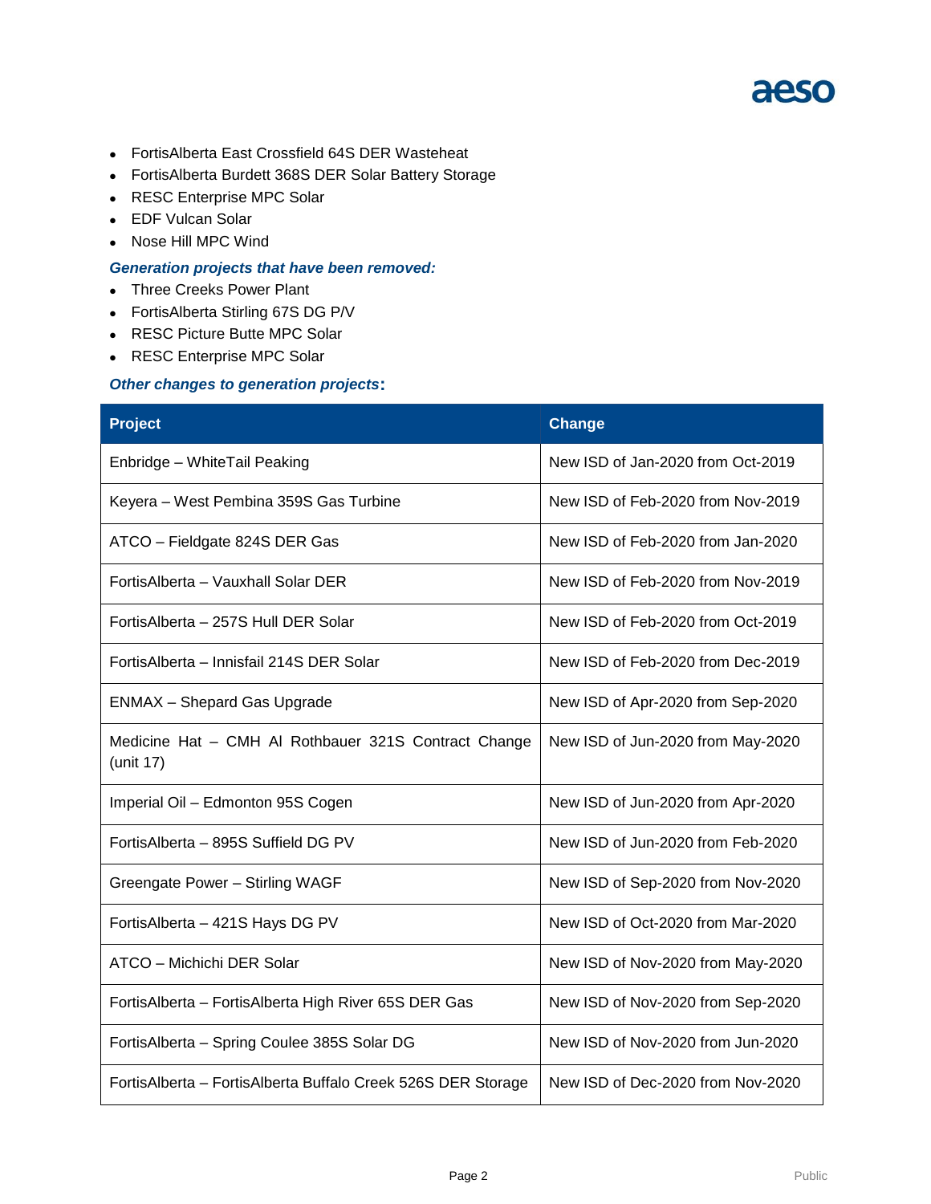- FortisAlberta East Crossfield 64S DER Wasteheat
- FortisAlberta Burdett 368S DER Solar Battery Storage
- RESC Enterprise MPC Solar
- EDF Vulcan Solar
- Nose Hill MPC Wind

***Generation projects that have been removed:***

- Three Creeks Power Plant
- FortisAlberta Stirling 67S DG P/V
- RESC Picture Butte MPC Solar
- RESC Enterprise MPC Solar

***Other changes to generation projects*:**

| Project | Change |
|---|---|
| Enbridge – WhiteTail Peaking | New ISD of Jan-2020 from Oct-2019 |
| Keyera – West Pembina 359S Gas Turbine | New ISD of Feb-2020 from Nov-2019 |
| ATCO – Fieldgate 824S DER Gas | New ISD of Feb-2020 from Jan-2020 |
| FortisAlberta – Vauxhall Solar DER | New ISD of Feb-2020 from Nov-2019 |
| FortisAlberta – 257S Hull DER Solar | New ISD of Feb-2020 from Oct-2019 |
| FortisAlberta – Innisfail 214S DER Solar | New ISD of Feb-2020 from Dec-2019 |
| ENMAX – Shepard Gas Upgrade | New ISD of Apr-2020 from Sep-2020 |
| Medicine Hat – CMH Al Rothbauer 321S Contract Change (unit 17) | New ISD of Jun-2020 from May-2020 |
| Imperial Oil – Edmonton 95S Cogen | New ISD of Jun-2020 from Apr-2020 |
| FortisAlberta – 895S Suffield DG PV | New ISD of Jun-2020 from Feb-2020 |
| Greengate Power – Stirling WAGF | New ISD of Sep-2020 from Nov-2020 |
| FortisAlberta – 421S Hays DG PV | New ISD of Oct-2020 from Mar-2020 |
| ATCO – Michichi DER Solar | New ISD of Nov-2020 from May-2020 |
| FortisAlberta – FortisAlberta High River 65S DER Gas | New ISD of Nov-2020 from Sep-2020 |
| FortisAlberta – Spring Coulee 385S Solar DG | New ISD of Nov-2020 from Jun-2020 |
| FortisAlberta – FortisAlberta Buffalo Creek 526S DER Storage | New ISD of Dec-2020 from Nov-2020 |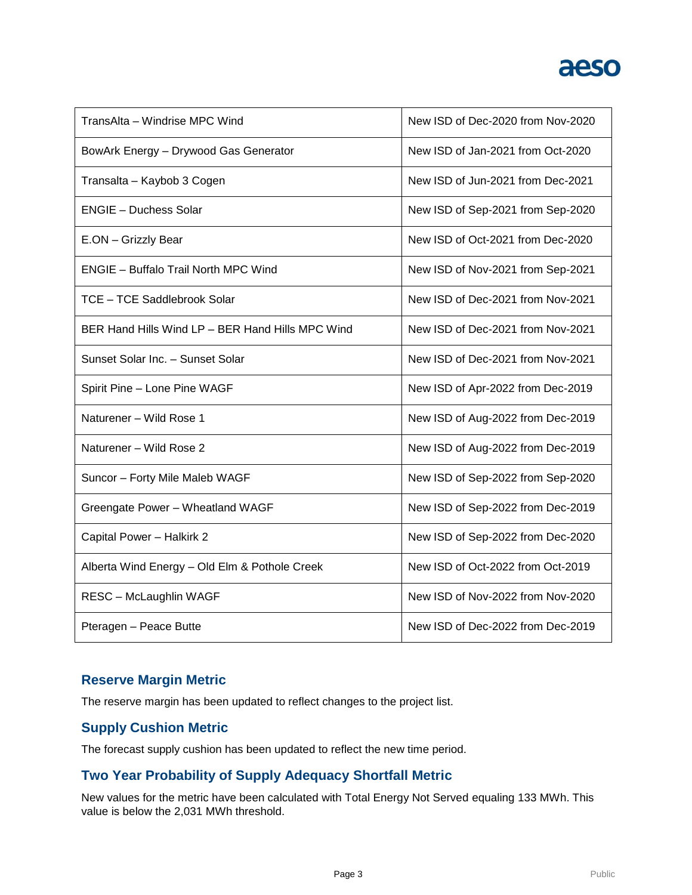| | |
|---|---|
| TransAlta – Windrise MPC Wind | New ISD of Dec-2020 from Nov-2020 |
| BowArk Energy – Drywood Gas Generator | New ISD of Jan-2021 from Oct-2020 |
| Transalta – Kaybob 3 Cogen | New ISD of Jun-2021 from Dec-2021 |
| ENGIE – Duchess Solar | New ISD of Sep-2021 from Sep-2020 |
| E.ON – Grizzly Bear | New ISD of Oct-2021 from Dec-2020 |
| ENGIE – Buffalo Trail North MPC Wind | New ISD of Nov-2021 from Sep-2021 |
| TCE – TCE Saddlebrook Solar | New ISD of Dec-2021 from Nov-2021 |
| BER Hand Hills Wind LP – BER Hand Hills MPC Wind | New ISD of Dec-2021 from Nov-2021 |
| Sunset Solar Inc. – Sunset Solar | New ISD of Dec-2021 from Nov-2021 |
| Spirit Pine – Lone Pine WAGF | New ISD of Apr-2022 from Dec-2019 |
| Naturener – Wild Rose 1 | New ISD of Aug-2022 from Dec-2019 |
| Naturener – Wild Rose 2 | New ISD of Aug-2022 from Dec-2019 |
| Suncor – Forty Mile Maleb WAGF | New ISD of Sep-2022 from Sep-2020 |
| Greengate Power – Wheatland WAGF | New ISD of Sep-2022 from Dec-2019 |
| Capital Power – Halkirk 2 | New ISD of Sep-2022 from Dec-2020 |
| Alberta Wind Energy – Old Elm & Pothole Creek | New ISD of Oct-2022 from Oct-2019 |
| RESC – McLaughlin WAGF | New ISD of Nov-2022 from Nov-2020 |
| Pteragen – Peace Butte | New ISD of Dec-2022 from Dec-2019 |

## Reserve Margin Metric

The reserve margin has been updated to reflect changes to the project list.

## Supply Cushion Metric

The forecast supply cushion has been updated to reflect the new time period.

## Two Year Probability of Supply Adequacy Shortfall Metric

New values for the metric have been calculated with Total Energy Not Served equaling 133 MWh. This value is below the 2,031 MWh threshold.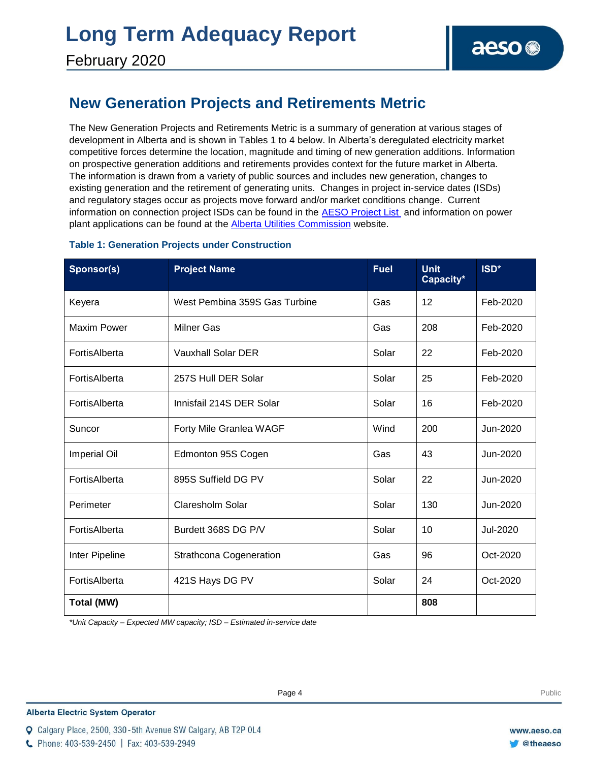## New Generation Projects and Retirements Metric

The New Generation Projects and Retirements Metric is a summary of generation at various stages of development in Alberta and is shown in Tables 1 to 4 below. In Alberta's deregulated electricity market competitive forces determine the location, magnitude and timing of new generation additions. Information on prospective generation additions and retirements provides context for the future market in Alberta. The information is drawn from a variety of public sources and includes new generation, changes to existing generation and the retirement of generating units. Changes in project in-service dates (ISDs) and regulatory stages occur as projects move forward and/or market conditions change. Current information on connection project ISDs can be found in the AESO Project List and information on power plant applications can be found at the Alberta Utilities Commission website.

### Table 1: Generation Projects under Construction

| Sponsor(s) | Project Name | Fuel | Unit Capacity* | ISD* |
|---|---|---|---|---|
| Keyera | West Pembina 359S Gas Turbine | Gas | 12 | Feb-2020 |
| Maxim Power | Milner Gas | Gas | 208 | Feb-2020 |
| FortisAlberta | Vauxhall Solar DER | Solar | 22 | Feb-2020 |
| FortisAlberta | 257S Hull DER Solar | Solar | 25 | Feb-2020 |
| FortisAlberta | Innisfail 214S DER Solar | Solar | 16 | Feb-2020 |
| Suncor | Forty Mile Granlea WAGF | Wind | 200 | Jun-2020 |
| Imperial Oil | Edmonton 95S Cogen | Gas | 43 | Jun-2020 |
| FortisAlberta | 895S Suffield DG PV | Solar | 22 | Jun-2020 |
| Perimeter | Claresholm Solar | Solar | 130 | Jun-2020 |
| FortisAlberta | Burdett 368S DG P/V | Solar | 10 | Jul-2020 |
| Inter Pipeline | Strathcona Cogeneration | Gas | 96 | Oct-2020 |
| FortisAlberta | 421S Hays DG PV | Solar | 24 | Oct-2020 |
| **Total (MW)** | | | **808** | |

*\*Unit Capacity – Expected MW capacity; ISD – Estimated in-service date*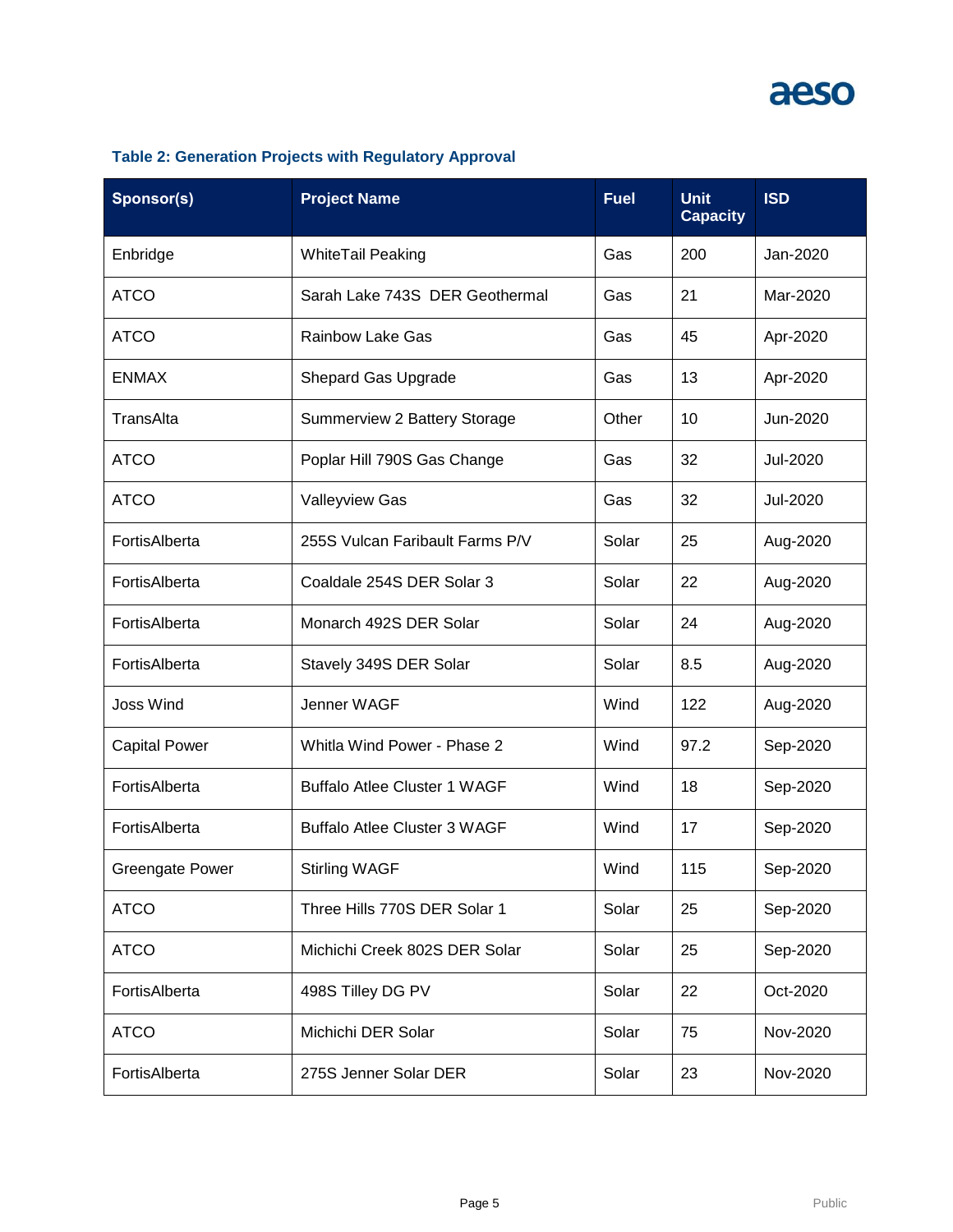**Table 2: Generation Projects with Regulatory Approval**

| Sponsor(s) | Project Name | Fuel | Unit Capacity | ISD |
|---|---|---|---|---|
| Enbridge | WhiteTail Peaking | Gas | 200 | Jan-2020 |
| ATCO | Sarah Lake 743S DER Geothermal | Gas | 21 | Mar-2020 |
| ATCO | Rainbow Lake Gas | Gas | 45 | Apr-2020 |
| ENMAX | Shepard Gas Upgrade | Gas | 13 | Apr-2020 |
| TransAlta | Summerview 2 Battery Storage | Other | 10 | Jun-2020 |
| ATCO | Poplar Hill 790S Gas Change | Gas | 32 | Jul-2020 |
| ATCO | Valleyview Gas | Gas | 32 | Jul-2020 |
| FortisAlberta | 255S Vulcan Faribault Farms P/V | Solar | 25 | Aug-2020 |
| FortisAlberta | Coaldale 254S DER Solar 3 | Solar | 22 | Aug-2020 |
| FortisAlberta | Monarch 492S DER Solar | Solar | 24 | Aug-2020 |
| FortisAlberta | Stavely 349S DER Solar | Solar | 8.5 | Aug-2020 |
| Joss Wind | Jenner WAGF | Wind | 122 | Aug-2020 |
| Capital Power | Whitla Wind Power - Phase 2 | Wind | 97.2 | Sep-2020 |
| FortisAlberta | Buffalo Atlee Cluster 1 WAGF | Wind | 18 | Sep-2020 |
| FortisAlberta | Buffalo Atlee Cluster 3 WAGF | Wind | 17 | Sep-2020 |
| Greengate Power | Stirling WAGF | Wind | 115 | Sep-2020 |
| ATCO | Three Hills 770S DER Solar 1 | Solar | 25 | Sep-2020 |
| ATCO | Michichi Creek 802S DER Solar | Solar | 25 | Sep-2020 |
| FortisAlberta | 498S Tilley DG PV | Solar | 22 | Oct-2020 |
| ATCO | Michichi DER Solar | Solar | 75 | Nov-2020 |
| FortisAlberta | 275S Jenner Solar DER | Solar | 23 | Nov-2020 |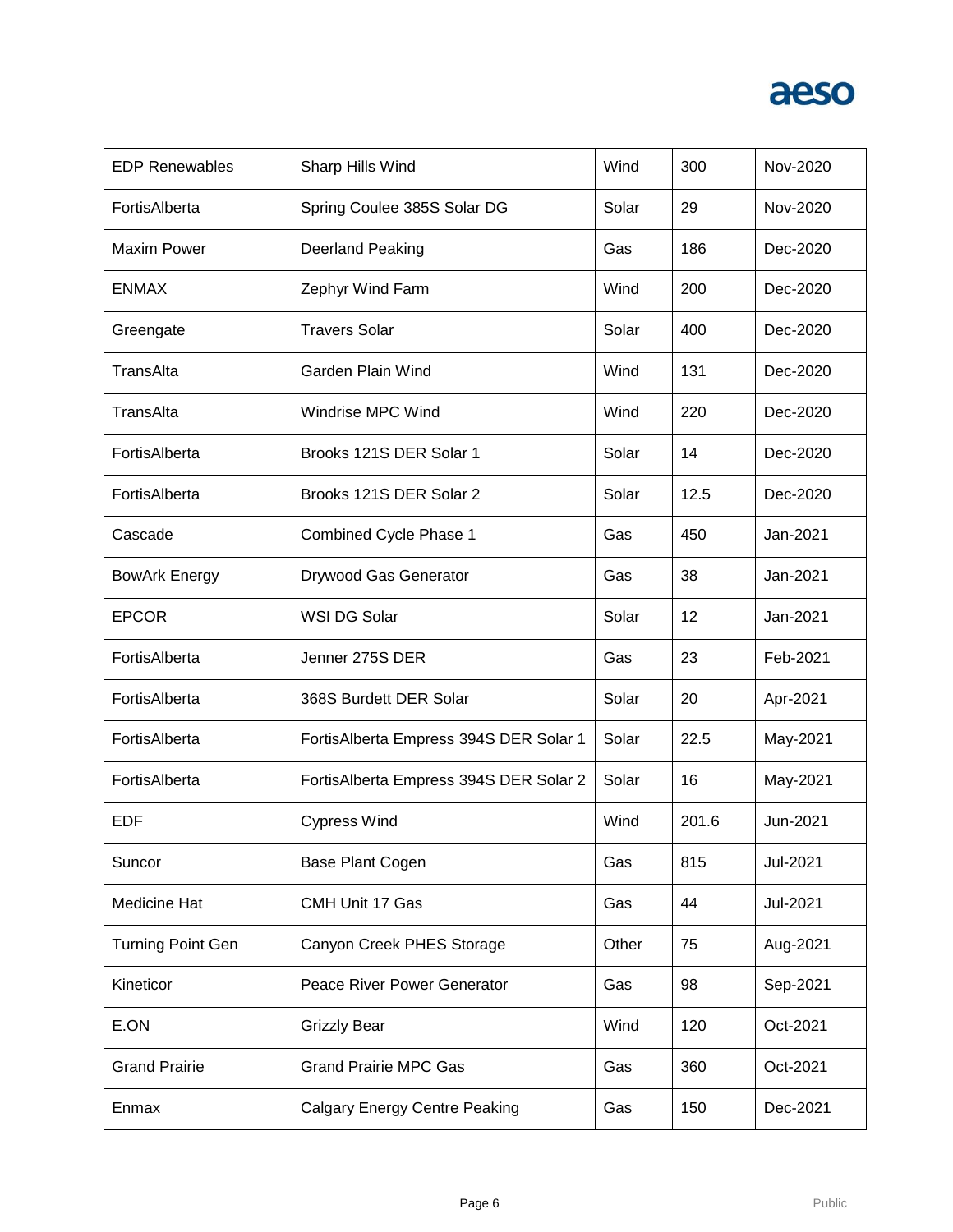| | | | | |
|---|---|---|---|---|
| EDP Renewables | Sharp Hills Wind | Wind | 300 | Nov-2020 |
| FortisAlberta | Spring Coulee 385S Solar DG | Solar | 29 | Nov-2020 |
| Maxim Power | Deerland Peaking | Gas | 186 | Dec-2020 |
| ENMAX | Zephyr Wind Farm | Wind | 200 | Dec-2020 |
| Greengate | Travers Solar | Solar | 400 | Dec-2020 |
| TransAlta | Garden Plain Wind | Wind | 131 | Dec-2020 |
| TransAlta | Windrise MPC Wind | Wind | 220 | Dec-2020 |
| FortisAlberta | Brooks 121S DER Solar 1 | Solar | 14 | Dec-2020 |
| FortisAlberta | Brooks 121S DER Solar 2 | Solar | 12.5 | Dec-2020 |
| Cascade | Combined Cycle Phase 1 | Gas | 450 | Jan-2021 |
| BowArk Energy | Drywood Gas Generator | Gas | 38 | Jan-2021 |
| EPCOR | WSI DG Solar | Solar | 12 | Jan-2021 |
| FortisAlberta | Jenner 275S DER | Gas | 23 | Feb-2021 |
| FortisAlberta | 368S Burdett DER Solar | Solar | 20 | Apr-2021 |
| FortisAlberta | FortisAlberta Empress 394S DER Solar 1 | Solar | 22.5 | May-2021 |
| FortisAlberta | FortisAlberta Empress 394S DER Solar 2 | Solar | 16 | May-2021 |
| EDF | Cypress Wind | Wind | 201.6 | Jun-2021 |
| Suncor | Base Plant Cogen | Gas | 815 | Jul-2021 |
| Medicine Hat | CMH Unit 17 Gas | Gas | 44 | Jul-2021 |
| Turning Point Gen | Canyon Creek PHES Storage | Other | 75 | Aug-2021 |
| Kineticor | Peace River Power Generator | Gas | 98 | Sep-2021 |
| E.ON | Grizzly Bear | Wind | 120 | Oct-2021 |
| Grand Prairie | Grand Prairie MPC Gas | Gas | 360 | Oct-2021 |
| Enmax | Calgary Energy Centre Peaking | Gas | 150 | Dec-2021 |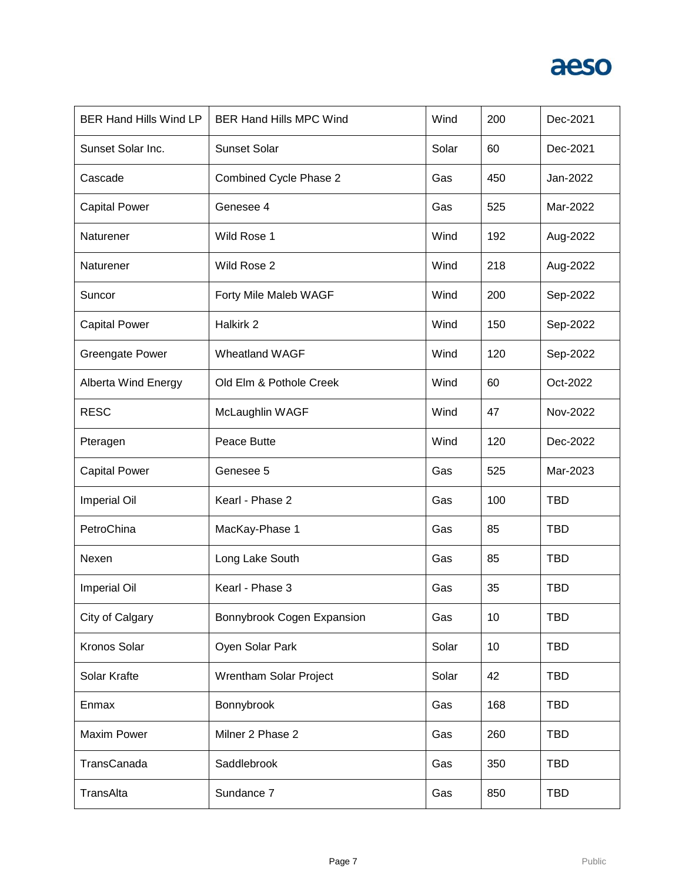| BER Hand Hills Wind LP | BER Hand Hills MPC Wind | Wind | 200 | Dec-2021 |
|---|---|---|---|---|
| Sunset Solar Inc. | Sunset Solar | Solar | 60 | Dec-2021 |
| Cascade | Combined Cycle Phase 2 | Gas | 450 | Jan-2022 |
| Capital Power | Genesee 4 | Gas | 525 | Mar-2022 |
| Naturener | Wild Rose 1 | Wind | 192 | Aug-2022 |
| Naturener | Wild Rose 2 | Wind | 218 | Aug-2022 |
| Suncor | Forty Mile Maleb WAGF | Wind | 200 | Sep-2022 |
| Capital Power | Halkirk 2 | Wind | 150 | Sep-2022 |
| Greengate Power | Wheatland WAGF | Wind | 120 | Sep-2022 |
| Alberta Wind Energy | Old Elm & Pothole Creek | Wind | 60 | Oct-2022 |
| RESC | McLaughlin WAGF | Wind | 47 | Nov-2022 |
| Pteragen | Peace Butte | Wind | 120 | Dec-2022 |
| Capital Power | Genesee 5 | Gas | 525 | Mar-2023 |
| Imperial Oil | Kearl - Phase 2 | Gas | 100 | TBD |
| PetroChina | MacKay-Phase 1 | Gas | 85 | TBD |
| Nexen | Long Lake South | Gas | 85 | TBD |
| Imperial Oil | Kearl - Phase 3 | Gas | 35 | TBD |
| City of Calgary | Bonnybrook Cogen Expansion | Gas | 10 | TBD |
| Kronos Solar | Oyen Solar Park | Solar | 10 | TBD |
| Solar Krafte | Wrentham Solar Project | Solar | 42 | TBD |
| Enmax | Bonnybrook | Gas | 168 | TBD |
| Maxim Power | Milner 2 Phase 2 | Gas | 260 | TBD |
| TransCanada | Saddlebrook | Gas | 350 | TBD |
| TransAlta | Sundance 7 | Gas | 850 | TBD |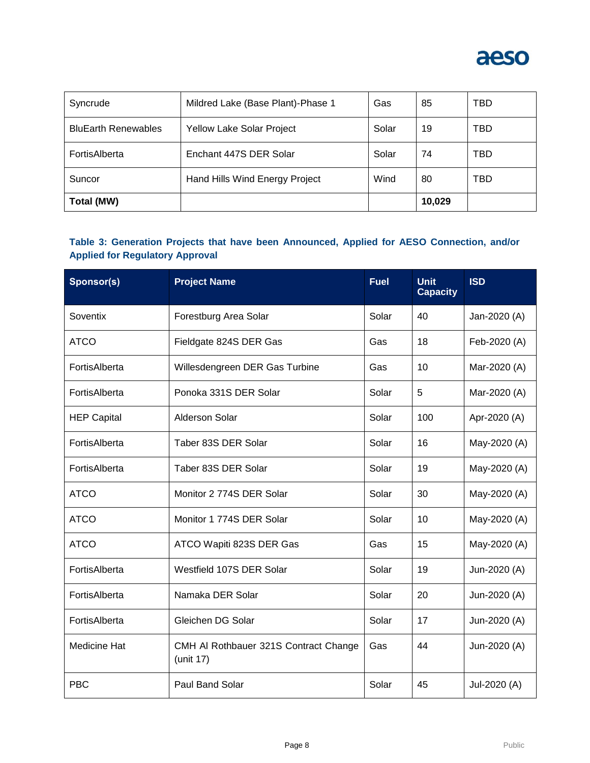| Syncrude | Mildred Lake (Base Plant)-Phase 1 | Gas | 85 | TBD |
|---|---|---|---|---|
| BluEarth Renewables | Yellow Lake Solar Project | Solar | 19 | TBD |
| FortisAlberta | Enchant 447S DER Solar | Solar | 74 | TBD |
| Suncor | Hand Hills Wind Energy Project | Wind | 80 | TBD |
| **Total (MW)** | | | **10,029** | |

**Table 3: Generation Projects that have been Announced, Applied for AESO Connection, and/or Applied for Regulatory Approval**

| Sponsor(s) | Project Name | Fuel | Unit Capacity | ISD |
|---|---|---|---|---|
| Soventix | Forestburg Area Solar | Solar | 40 | Jan-2020 (A) |
| ATCO | Fieldgate 824S DER Gas | Gas | 18 | Feb-2020 (A) |
| FortisAlberta | Willesdengreen DER Gas Turbine | Gas | 10 | Mar-2020 (A) |
| FortisAlberta | Ponoka 331S DER Solar | Solar | 5 | Mar-2020 (A) |
| HEP Capital | Alderson Solar | Solar | 100 | Apr-2020 (A) |
| FortisAlberta | Taber 83S DER Solar | Solar | 16 | May-2020 (A) |
| FortisAlberta | Taber 83S DER Solar | Solar | 19 | May-2020 (A) |
| ATCO | Monitor 2 774S DER Solar | Solar | 30 | May-2020 (A) |
| ATCO | Monitor 1 774S DER Solar | Solar | 10 | May-2020 (A) |
| ATCO | ATCO Wapiti 823S DER Gas | Gas | 15 | May-2020 (A) |
| FortisAlberta | Westfield 107S DER Solar | Solar | 19 | Jun-2020 (A) |
| FortisAlberta | Namaka DER Solar | Solar | 20 | Jun-2020 (A) |
| FortisAlberta | Gleichen DG Solar | Solar | 17 | Jun-2020 (A) |
| Medicine Hat | CMH Al Rothbauer 321S Contract Change (unit 17) | Gas | 44 | Jun-2020 (A) |
| PBC | Paul Band Solar | Solar | 45 | Jul-2020 (A) |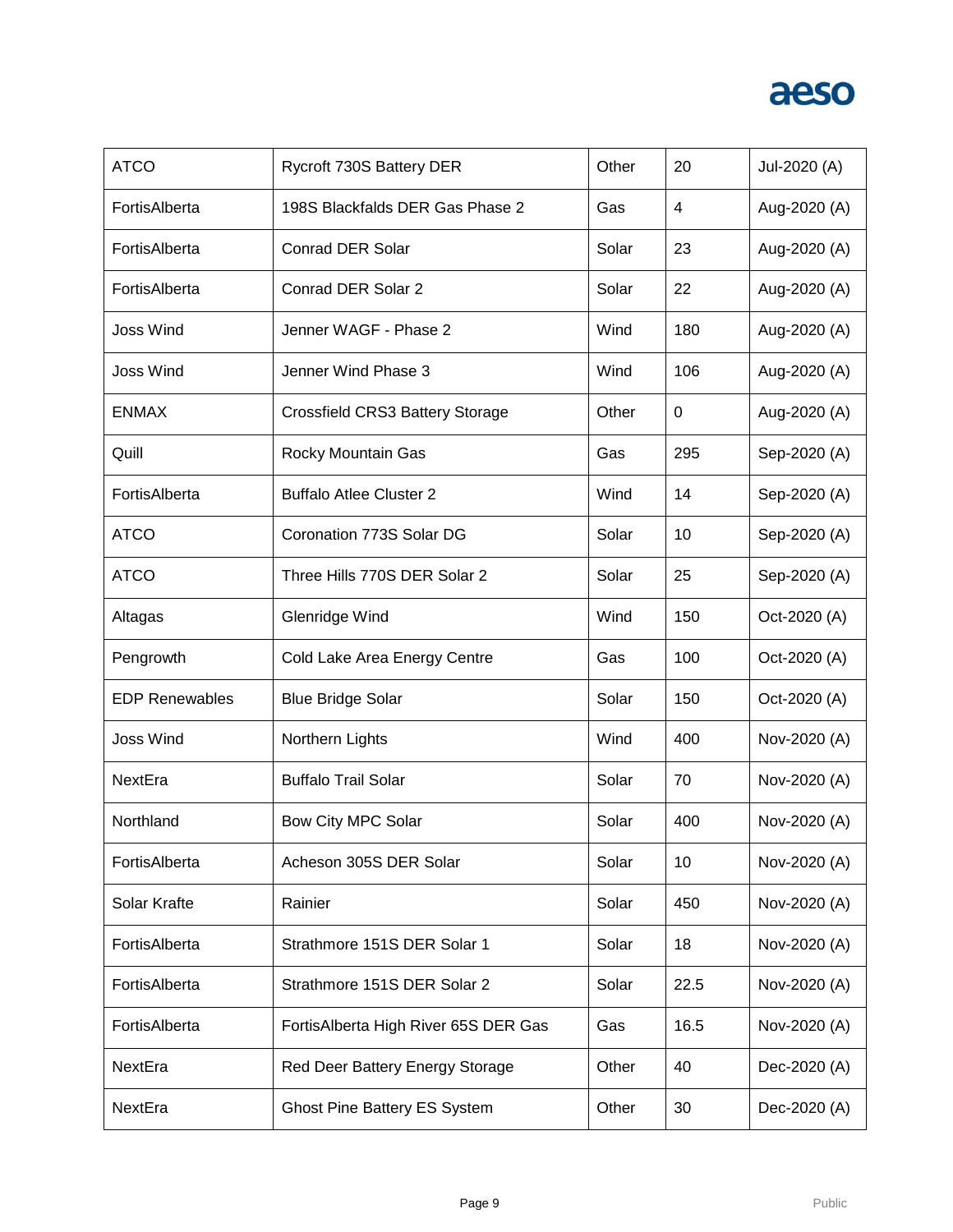| | | | | |
|---|---|---|---|---|
| ATCO | Rycroft 730S Battery DER | Other | 20 | Jul-2020 (A) |
| FortisAlberta | 198S Blackfalds DER Gas Phase 2 | Gas | 4 | Aug-2020 (A) |
| FortisAlberta | Conrad DER Solar | Solar | 23 | Aug-2020 (A) |
| FortisAlberta | Conrad DER Solar 2 | Solar | 22 | Aug-2020 (A) |
| Joss Wind | Jenner WAGF - Phase 2 | Wind | 180 | Aug-2020 (A) |
| Joss Wind | Jenner Wind Phase 3 | Wind | 106 | Aug-2020 (A) |
| ENMAX | Crossfield CRS3 Battery Storage | Other | 0 | Aug-2020 (A) |
| Quill | Rocky Mountain Gas | Gas | 295 | Sep-2020 (A) |
| FortisAlberta | Buffalo Atlee Cluster 2 | Wind | 14 | Sep-2020 (A) |
| ATCO | Coronation 773S Solar DG | Solar | 10 | Sep-2020 (A) |
| ATCO | Three Hills 770S DER Solar 2 | Solar | 25 | Sep-2020 (A) |
| Altagas | Glenridge Wind | Wind | 150 | Oct-2020 (A) |
| Pengrowth | Cold Lake Area Energy Centre | Gas | 100 | Oct-2020 (A) |
| EDP Renewables | Blue Bridge Solar | Solar | 150 | Oct-2020 (A) |
| Joss Wind | Northern Lights | Wind | 400 | Nov-2020 (A) |
| NextEra | Buffalo Trail Solar | Solar | 70 | Nov-2020 (A) |
| Northland | Bow City MPC Solar | Solar | 400 | Nov-2020 (A) |
| FortisAlberta | Acheson 305S DER Solar | Solar | 10 | Nov-2020 (A) |
| Solar Krafte | Rainier | Solar | 450 | Nov-2020 (A) |
| FortisAlberta | Strathmore 151S DER Solar 1 | Solar | 18 | Nov-2020 (A) |
| FortisAlberta | Strathmore 151S DER Solar 2 | Solar | 22.5 | Nov-2020 (A) |
| FortisAlberta | FortisAlberta High River 65S DER Gas | Gas | 16.5 | Nov-2020 (A) |
| NextEra | Red Deer Battery Energy Storage | Other | 40 | Dec-2020 (A) |
| NextEra | Ghost Pine Battery ES System | Other | 30 | Dec-2020 (A) |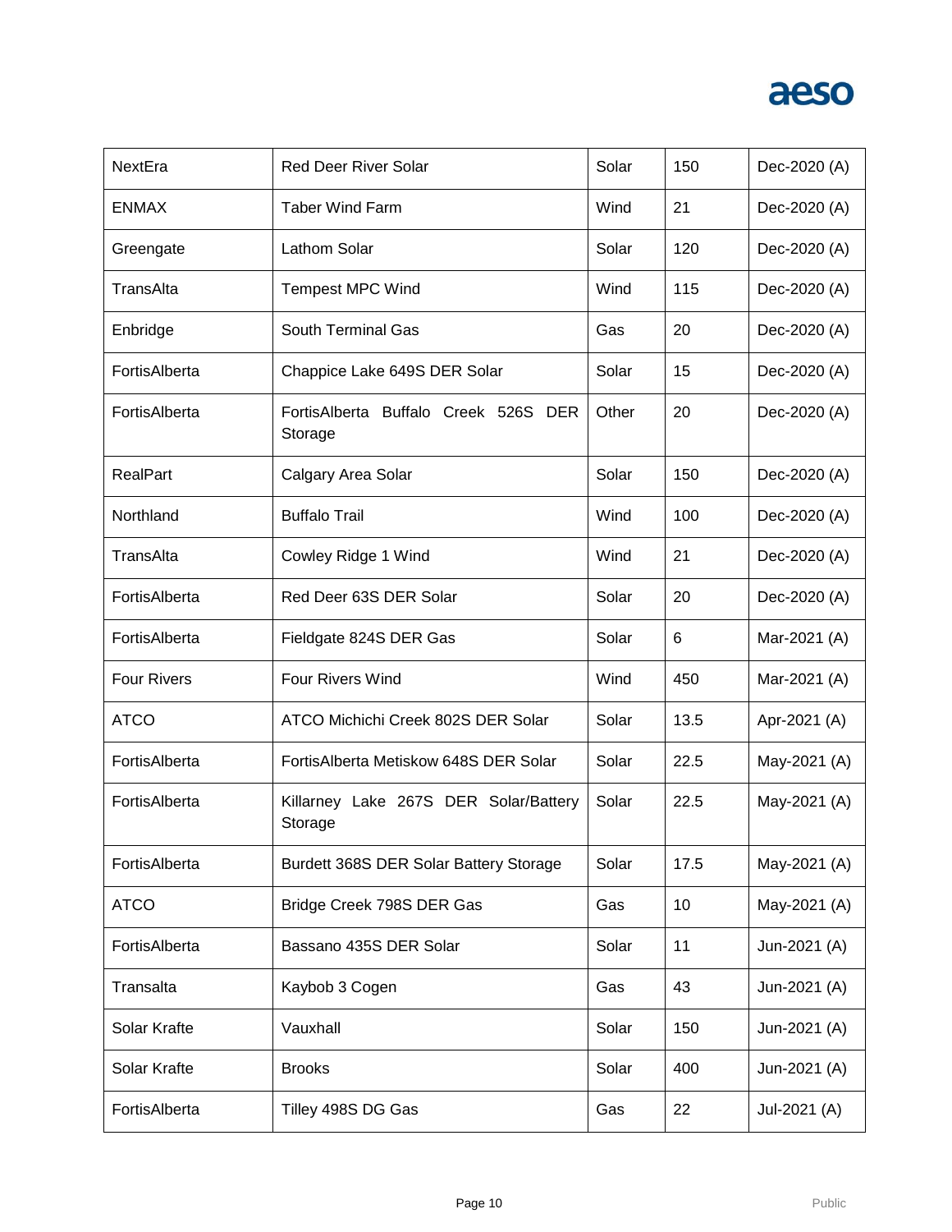| NextEra | Red Deer River Solar | Solar | 150 | Dec-2020 (A) |
|---|---|---|---|---|
| ENMAX | Taber Wind Farm | Wind | 21 | Dec-2020 (A) |
| Greengate | Lathom Solar | Solar | 120 | Dec-2020 (A) |
| TransAlta | Tempest MPC Wind | Wind | 115 | Dec-2020 (A) |
| Enbridge | South Terminal Gas | Gas | 20 | Dec-2020 (A) |
| FortisAlberta | Chappice Lake 649S DER Solar | Solar | 15 | Dec-2020 (A) |
| FortisAlberta | FortisAlberta Buffalo Creek 526S DER Storage | Other | 20 | Dec-2020 (A) |
| RealPart | Calgary Area Solar | Solar | 150 | Dec-2020 (A) |
| Northland | Buffalo Trail | Wind | 100 | Dec-2020 (A) |
| TransAlta | Cowley Ridge 1 Wind | Wind | 21 | Dec-2020 (A) |
| FortisAlberta | Red Deer 63S DER Solar | Solar | 20 | Dec-2020 (A) |
| FortisAlberta | Fieldgate 824S DER Gas | Solar | 6 | Mar-2021 (A) |
| Four Rivers | Four Rivers Wind | Wind | 450 | Mar-2021 (A) |
| ATCO | ATCO Michichi Creek 802S DER Solar | Solar | 13.5 | Apr-2021 (A) |
| FortisAlberta | FortisAlberta Metiskow 648S DER Solar | Solar | 22.5 | May-2021 (A) |
| FortisAlberta | Killarney Lake 267S DER Solar/Battery Storage | Solar | 22.5 | May-2021 (A) |
| FortisAlberta | Burdett 368S DER Solar Battery Storage | Solar | 17.5 | May-2021 (A) |
| ATCO | Bridge Creek 798S DER Gas | Gas | 10 | May-2021 (A) |
| FortisAlberta | Bassano 435S DER Solar | Solar | 11 | Jun-2021 (A) |
| Transalta | Kaybob 3 Cogen | Gas | 43 | Jun-2021 (A) |
| Solar Krafte | Vauxhall | Solar | 150 | Jun-2021 (A) |
| Solar Krafte | Brooks | Solar | 400 | Jun-2021 (A) |
| FortisAlberta | Tilley 498S DG Gas | Gas | 22 | Jul-2021 (A) |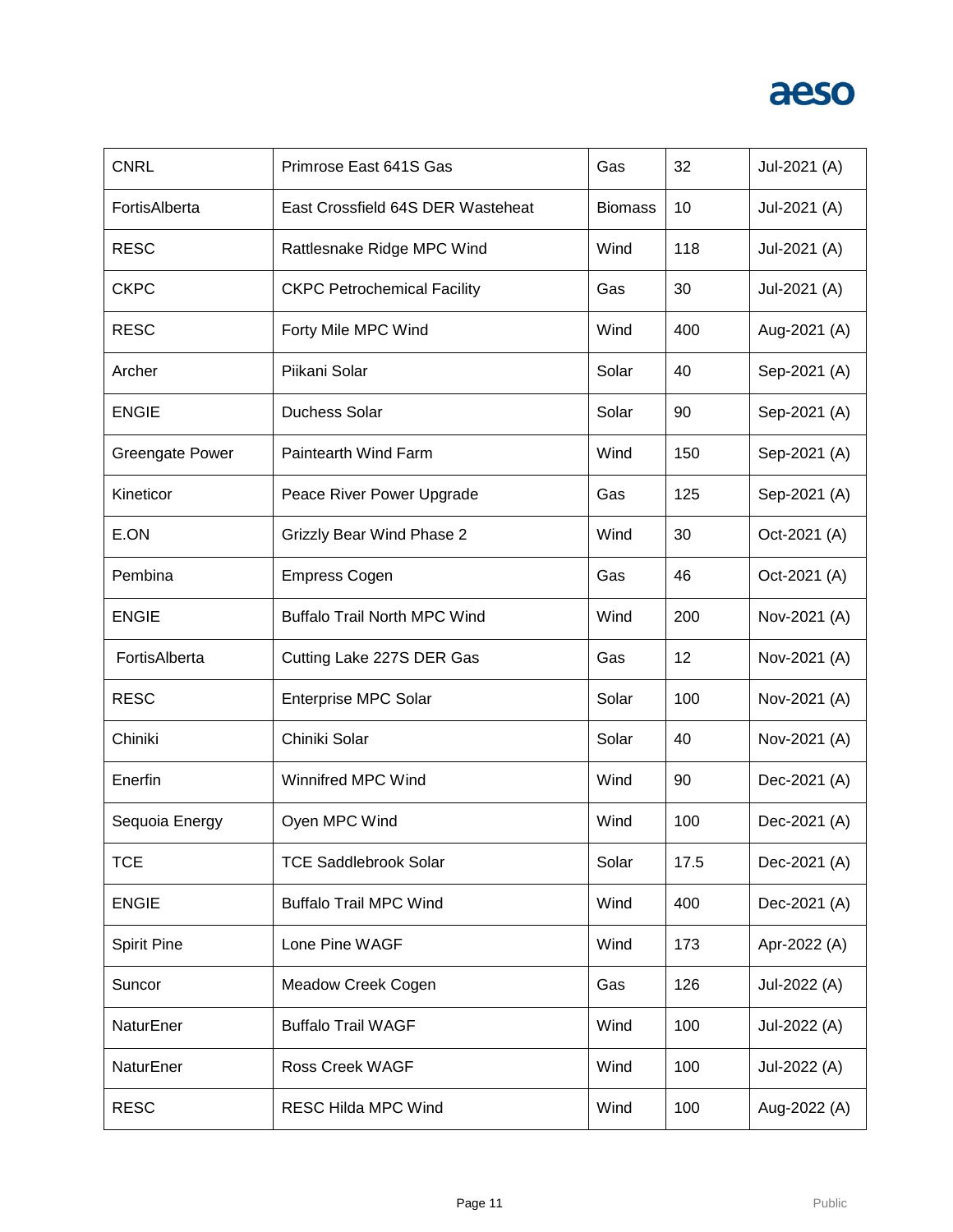| CNRL | Primrose East 641S Gas | Gas | 32 | Jul-2021 (A) |
|---|---|---|---|---|
| FortisAlberta | East Crossfield 64S DER Wasteheat | Biomass | 10 | Jul-2021 (A) |
| RESC | Rattlesnake Ridge MPC Wind | Wind | 118 | Jul-2021 (A) |
| CKPC | CKPC Petrochemical Facility | Gas | 30 | Jul-2021 (A) |
| RESC | Forty Mile MPC Wind | Wind | 400 | Aug-2021 (A) |
| Archer | Piikani Solar | Solar | 40 | Sep-2021 (A) |
| ENGIE | Duchess Solar | Solar | 90 | Sep-2021 (A) |
| Greengate Power | Paintearth Wind Farm | Wind | 150 | Sep-2021 (A) |
| Kineticor | Peace River Power Upgrade | Gas | 125 | Sep-2021 (A) |
| E.ON | Grizzly Bear Wind Phase 2 | Wind | 30 | Oct-2021 (A) |
| Pembina | Empress Cogen | Gas | 46 | Oct-2021 (A) |
| ENGIE | Buffalo Trail North MPC Wind | Wind | 200 | Nov-2021 (A) |
| FortisAlberta | Cutting Lake 227S DER Gas | Gas | 12 | Nov-2021 (A) |
| RESC | Enterprise MPC Solar | Solar | 100 | Nov-2021 (A) |
| Chiniki | Chiniki Solar | Solar | 40 | Nov-2021 (A) |
| Enerfin | Winnifred MPC Wind | Wind | 90 | Dec-2021 (A) |
| Sequoia Energy | Oyen MPC Wind | Wind | 100 | Dec-2021 (A) |
| TCE | TCE Saddlebrook Solar | Solar | 17.5 | Dec-2021 (A) |
| ENGIE | Buffalo Trail MPC Wind | Wind | 400 | Dec-2021 (A) |
| Spirit Pine | Lone Pine WAGF | Wind | 173 | Apr-2022 (A) |
| Suncor | Meadow Creek Cogen | Gas | 126 | Jul-2022 (A) |
| NaturEner | Buffalo Trail WAGF | Wind | 100 | Jul-2022 (A) |
| NaturEner | Ross Creek WAGF | Wind | 100 | Jul-2022 (A) |
| RESC | RESC Hilda MPC Wind | Wind | 100 | Aug-2022 (A) |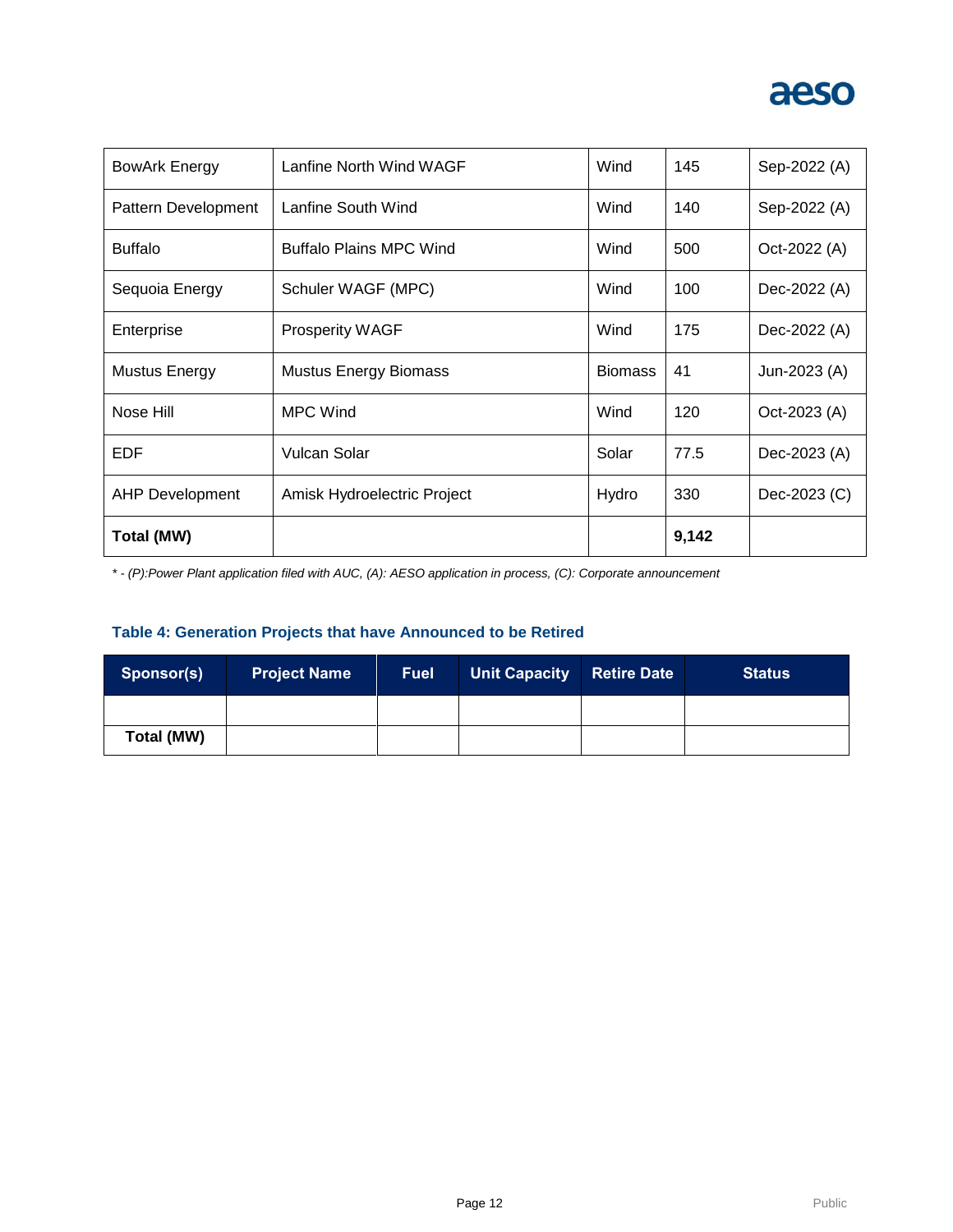| | | | | |
|---|---|---|---|---|
| BowArk Energy | Lanfine North Wind WAGF | Wind | 145 | Sep-2022 (A) |
| Pattern Development | Lanfine South Wind | Wind | 140 | Sep-2022 (A) |
| Buffalo | Buffalo Plains MPC Wind | Wind | 500 | Oct-2022 (A) |
| Sequoia Energy | Schuler WAGF (MPC) | Wind | 100 | Dec-2022 (A) |
| Enterprise | Prosperity WAGF | Wind | 175 | Dec-2022 (A) |
| Mustus Energy | Mustus Energy Biomass | Biomass | 41 | Jun-2023 (A) |
| Nose Hill | MPC Wind | Wind | 120 | Oct-2023 (A) |
| EDF | Vulcan Solar | Solar | 77.5 | Dec-2023 (A) |
| AHP Development | Amisk Hydroelectric Project | Hydro | 330 | Dec-2023 (C) |
| **Total (MW)** | | | **9,142** | |

*\* - (P):Power Plant application filed with AUC, (A): AESO application in process, (C): Corporate announcement*

### Table 4: Generation Projects that have Announced to be Retired

| Sponsor(s) | Project Name | Fuel | Unit Capacity | Retire Date | Status |
|---|---|---|---|---|---|
| | | | | | |
| **Total (MW)** | | | | | |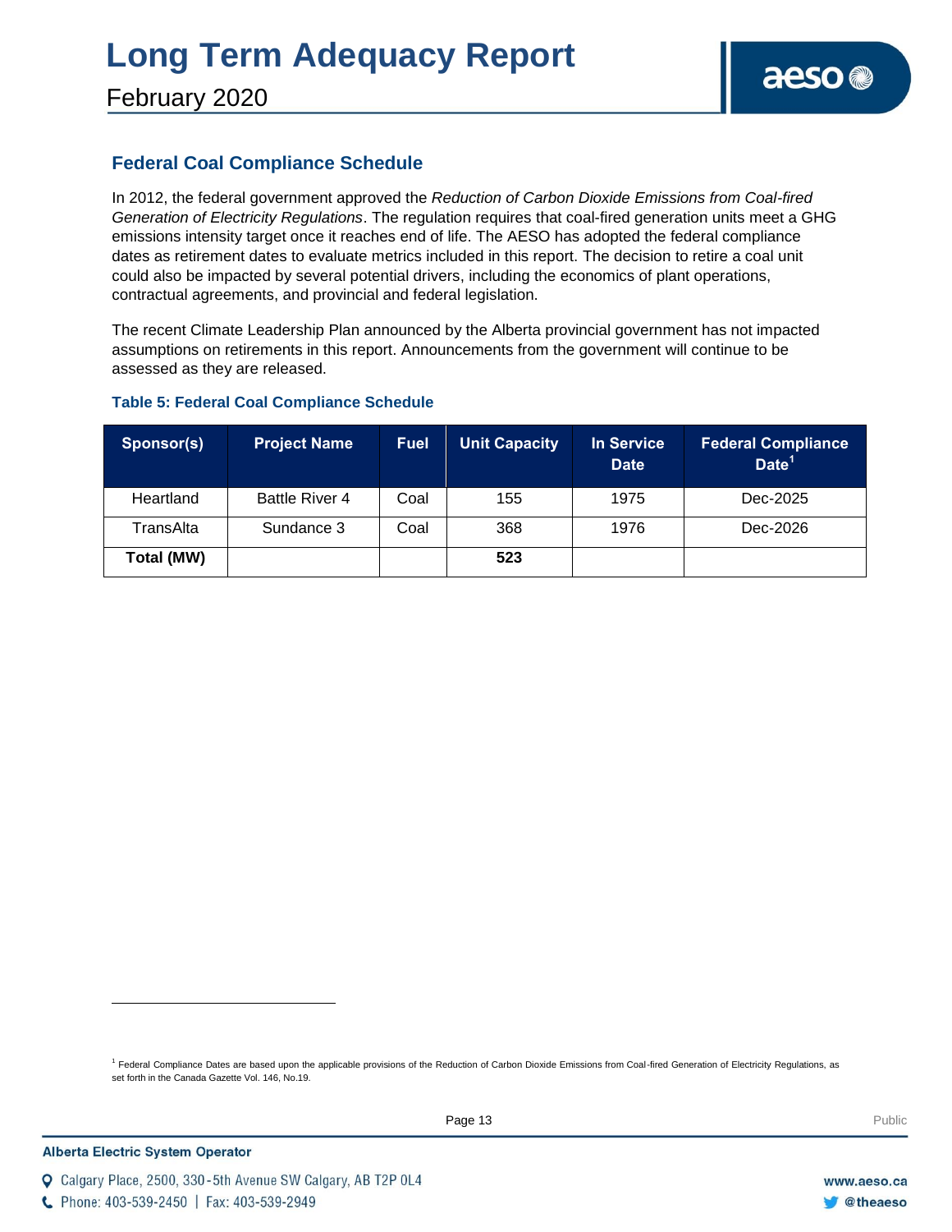## Federal Coal Compliance Schedule

In 2012, the federal government approved the *Reduction of Carbon Dioxide Emissions from Coal-fired Generation of Electricity Regulations*. The regulation requires that coal-fired generation units meet a GHG emissions intensity target once it reaches end of life. The AESO has adopted the federal compliance dates as retirement dates to evaluate metrics included in this report. The decision to retire a coal unit could also be impacted by several potential drivers, including the economics of plant operations, contractual agreements, and provincial and federal legislation.

The recent Climate Leadership Plan announced by the Alberta provincial government has not impacted assumptions on retirements in this report. Announcements from the government will continue to be assessed as they are released.

### Table 5: Federal Coal Compliance Schedule

| Sponsor(s) | Project Name | Fuel | Unit Capacity | In Service Date | Federal Compliance Date[1] |
|---|---|---|---|---|---|
| Heartland | Battle River 4 | Coal | 155 | 1975 | Dec-2025 |
| TransAlta | Sundance 3 | Coal | 368 | 1976 | Dec-2026 |
| **Total (MW)** | | | **523** | | |

[1] Federal Compliance Dates are based upon the applicable provisions of the Reduction of Carbon Dioxide Emissions from Coal-fired Generation of Electricity Regulations, as set forth in the Canada Gazette Vol. 146, No.19.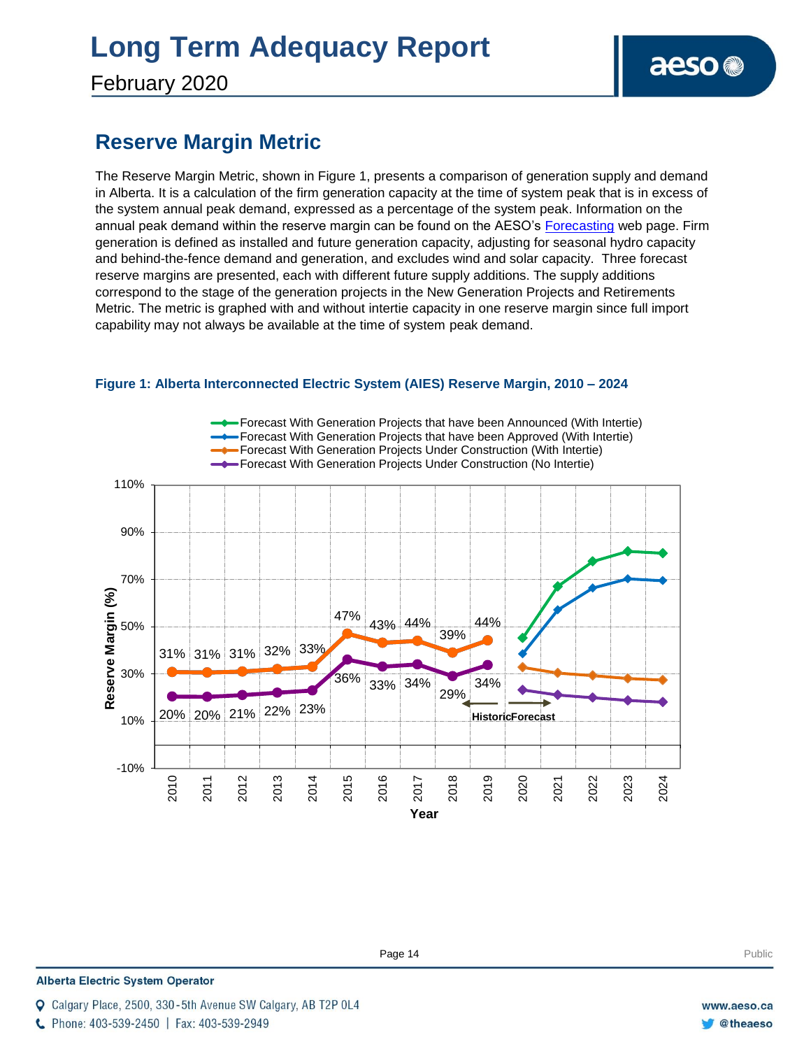## Reserve Margin Metric

The Reserve Margin Metric, shown in Figure 1, presents a comparison of generation supply and demand in Alberta. It is a calculation of the firm generation capacity at the time of system peak that is in excess of the system annual peak demand, expressed as a percentage of the system peak. Information on the annual peak demand within the reserve margin can be found on the AESO's [Forecasting]() web page. Firm generation is defined as installed and future generation capacity, adjusting for seasonal hydro capacity and behind-the-fence demand and generation, and excludes wind and solar capacity. Three forecast reserve margins are presented, each with different future supply additions. The supply additions correspond to the stage of the generation projects in the New Generation Projects and Retirements Metric. The metric is graphed with and without intertie capacity in one reserve margin since full import capability may not always be available at the time of system peak demand.

**Figure 1: Alberta Interconnected Electric System (AIES) Reserve Margin, 2010 – 2024**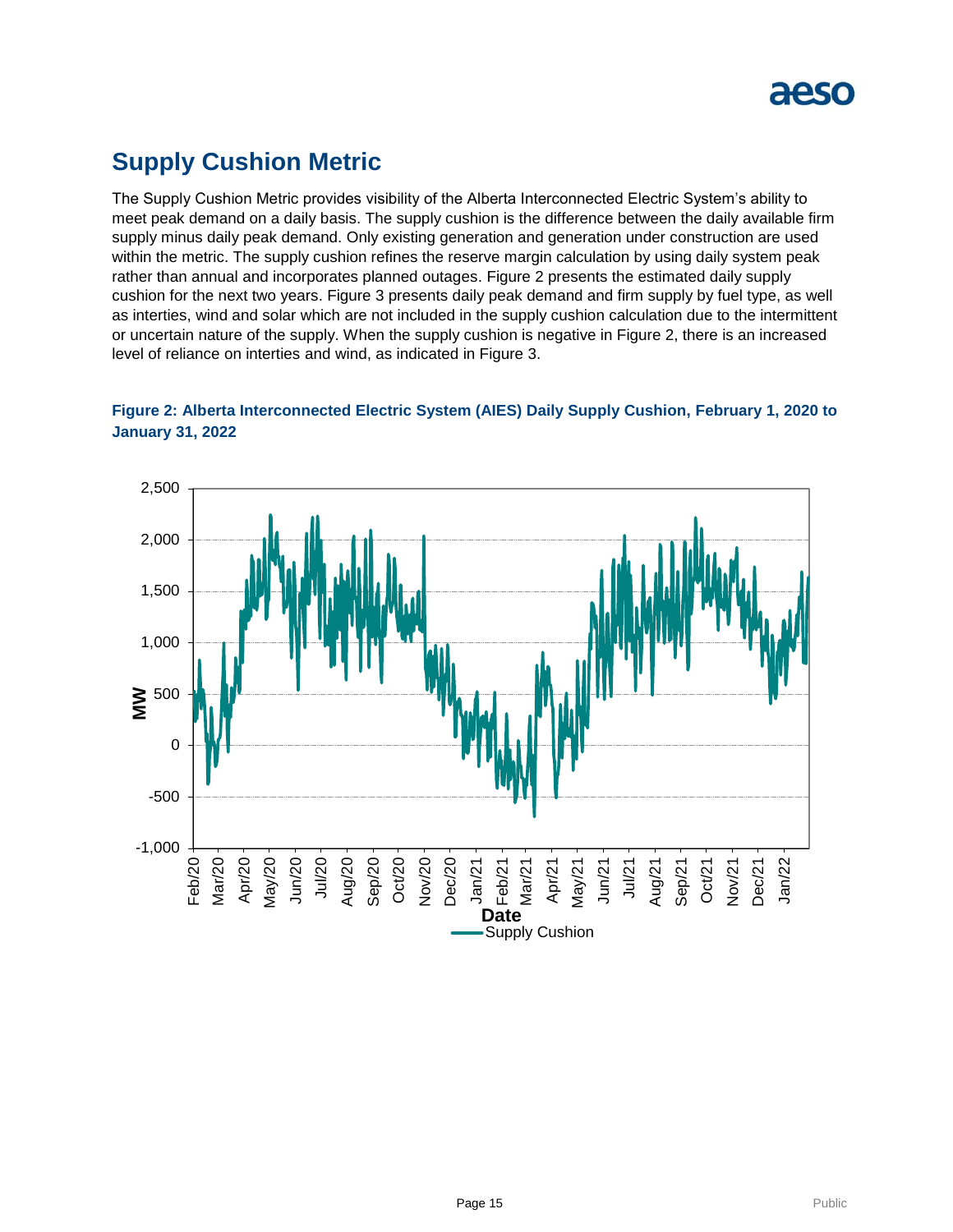## Supply Cushion Metric

The Supply Cushion Metric provides visibility of the Alberta Interconnected Electric System's ability to meet peak demand on a daily basis. The supply cushion is the difference between the daily available firm supply minus daily peak demand. Only existing generation and generation under construction are used within the metric. The supply cushion refines the reserve margin calculation by using daily system peak rather than annual and incorporates planned outages. Figure 2 presents the estimated daily supply cushion for the next two years. Figure 3 presents daily peak demand and firm supply by fuel type, as well as interties, wind and solar which are not included in the supply cushion calculation due to the intermittent or uncertain nature of the supply. When the supply cushion is negative in Figure 2, there is an increased level of reliance on interties and wind, as indicated in Figure 3.

**Figure 2: Alberta Interconnected Electric System (AIES) Daily Supply Cushion, February 1, 2020 to January 31, 2022**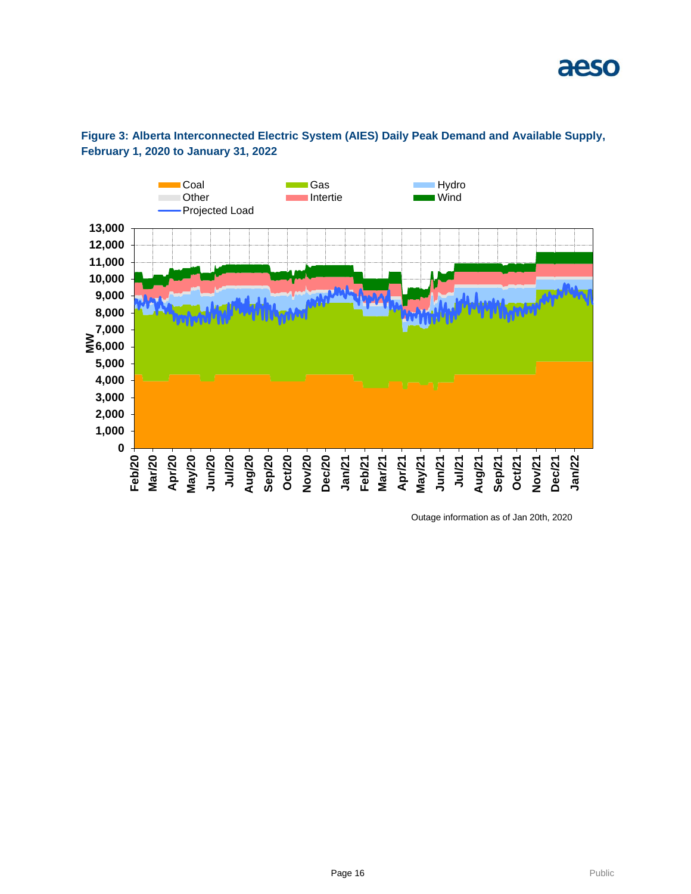**Figure 3: Alberta Interconnected Electric System (AIES) Daily Peak Demand and Available Supply, February 1, 2020 to January 31, 2022**

Outage information as of Jan 20th, 2020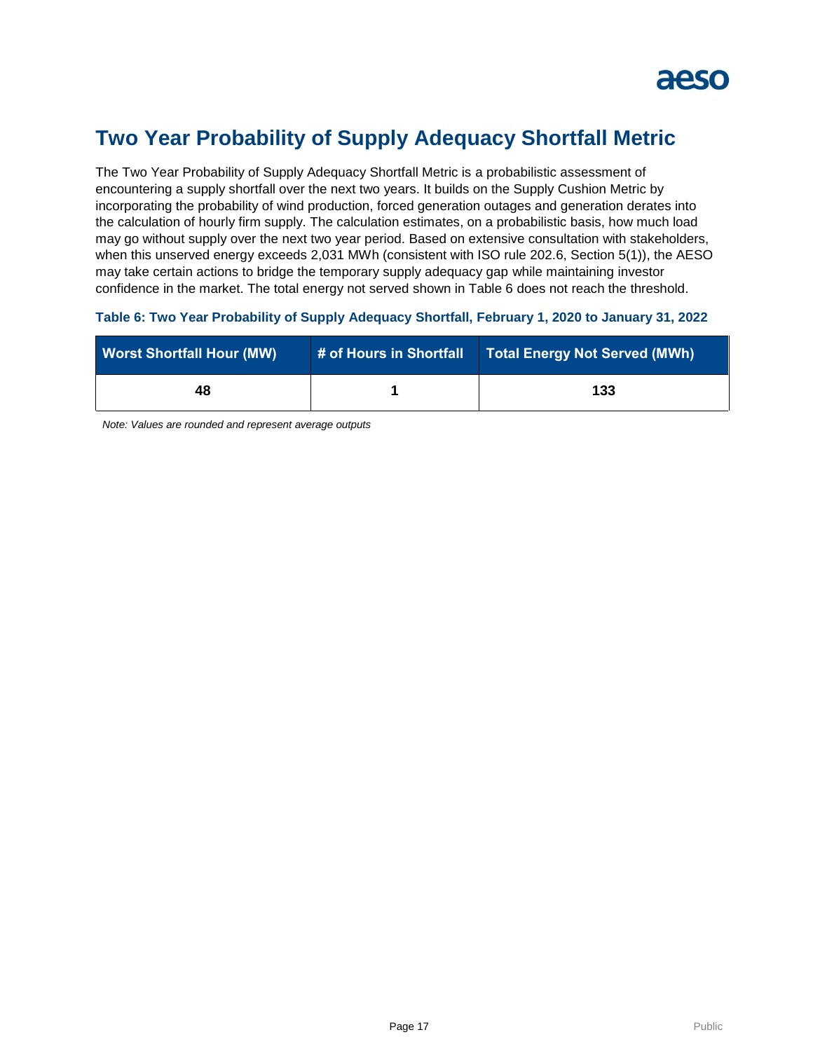# Two Year Probability of Supply Adequacy Shortfall Metric

The Two Year Probability of Supply Adequacy Shortfall Metric is a probabilistic assessment of encountering a supply shortfall over the next two years. It builds on the Supply Cushion Metric by incorporating the probability of wind production, forced generation outages and generation derates into the calculation of hourly firm supply. The calculation estimates, on a probabilistic basis, how much load may go without supply over the next two year period. Based on extensive consultation with stakeholders, when this unserved energy exceeds 2,031 MWh (consistent with ISO rule 202.6, Section 5(1)), the AESO may take certain actions to bridge the temporary supply adequacy gap while maintaining investor confidence in the market. The total energy not served shown in Table 6 does not reach the threshold.

**Table 6: Two Year Probability of Supply Adequacy Shortfall, February 1, 2020 to January 31, 2022**

| Worst Shortfall Hour (MW) | # of Hours in Shortfall | Total Energy Not Served (MWh) |
|---|---|---|
| 48 | 1 | 133 |

*Note: Values are rounded and represent average outputs*